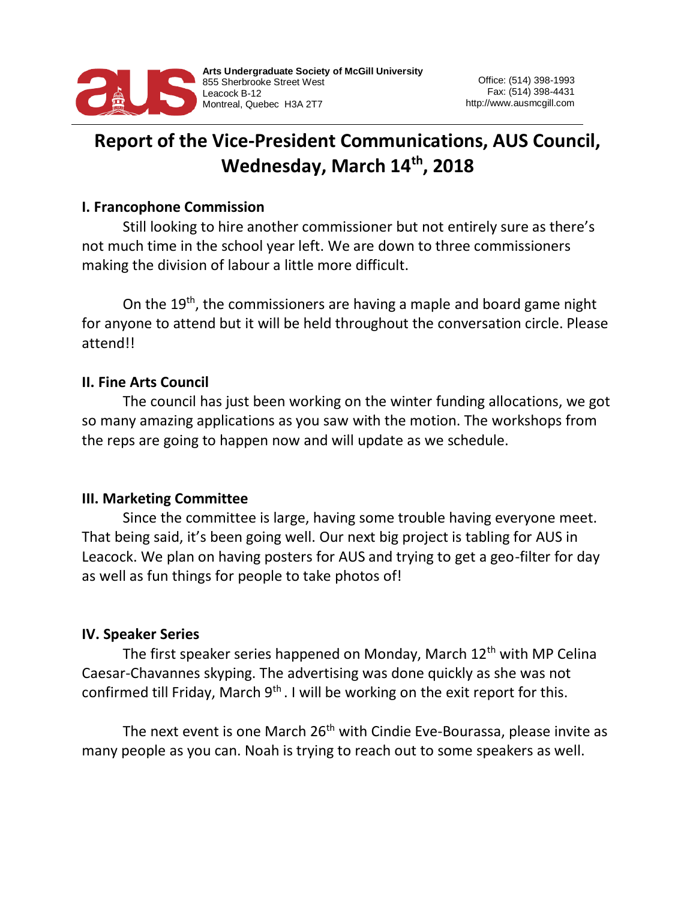Arts Undergraduate Society of McGill University
855 Sherbrooke Street West
Leacock B-12
Montreal, Quebec H3A 2T7

Office: (514) 398-1993
Fax: (514) 398-4431
http://www.ausmcgill.com

# Report of the Vice-President Communications, AUS Council, Wednesday, March 14th, 2018

## I. Francophone Commission

Still looking to hire another commissioner but not entirely sure as there's not much time in the school year left. We are down to three commissioners making the division of labour a little more difficult.

On the 19th, the commissioners are having a maple and board game night for anyone to attend but it will be held throughout the conversation circle. Please attend!!

## II. Fine Arts Council

The council has just been working on the winter funding allocations, we got so many amazing applications as you saw with the motion. The workshops from the reps are going to happen now and will update as we schedule.

## III. Marketing Committee

Since the committee is large, having some trouble having everyone meet. That being said, it's been going well. Our next big project is tabling for AUS in Leacock. We plan on having posters for AUS and trying to get a geo-filter for day as well as fun things for people to take photos of!

## IV. Speaker Series

The first speaker series happened on Monday, March 12th with MP Celina Caesar-Chavannes skyping. The advertising was done quickly as she was not confirmed till Friday, March 9th . I will be working on the exit report for this.

The next event is one March 26th with Cindie Eve-Bourassa, please invite as many people as you can. Noah is trying to reach out to some speakers as well.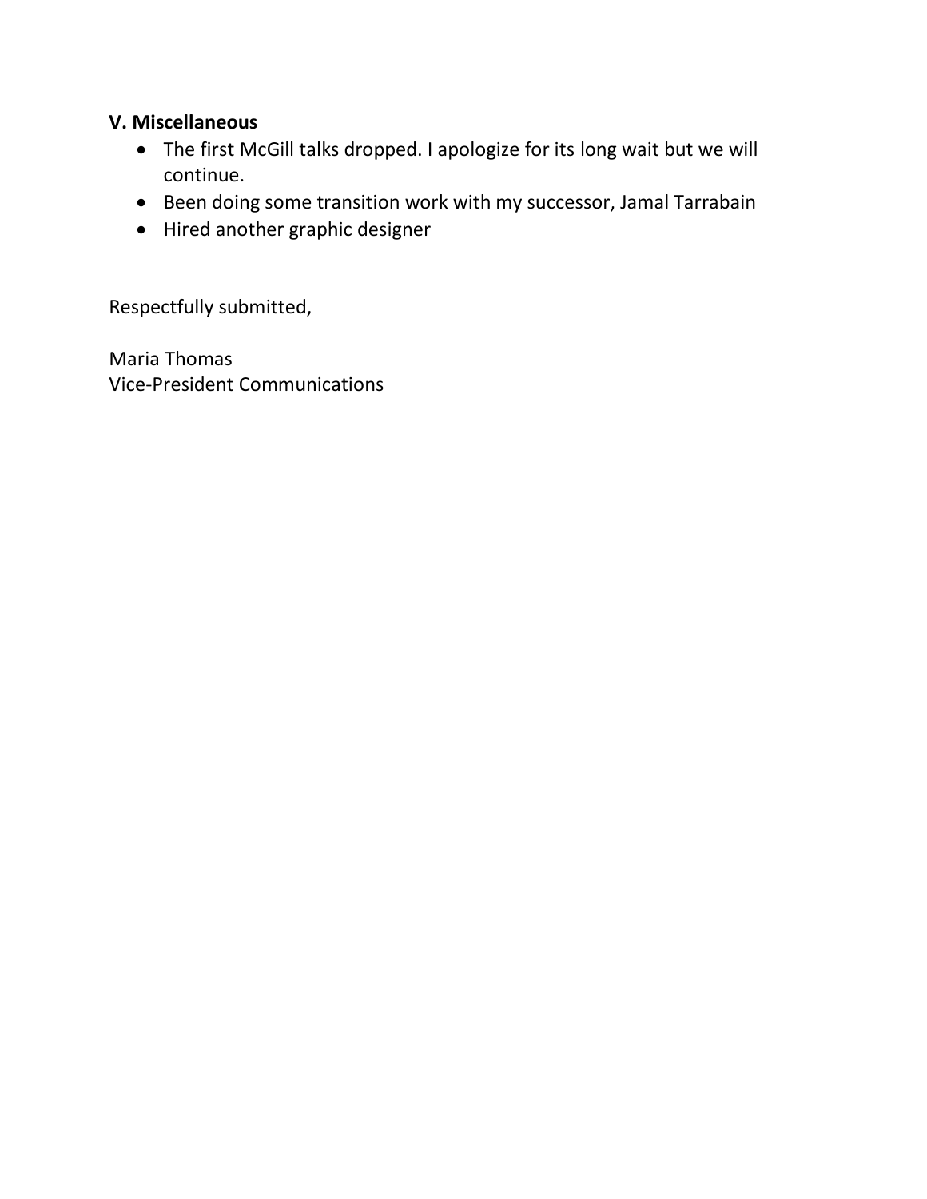### V. Miscellaneous

- The first McGill talks dropped. I apologize for its long wait but we will continue.
- Been doing some transition work with my successor, Jamal Tarrabain
- Hired another graphic designer

Respectfully submitted,

Maria Thomas
Vice-President Communications